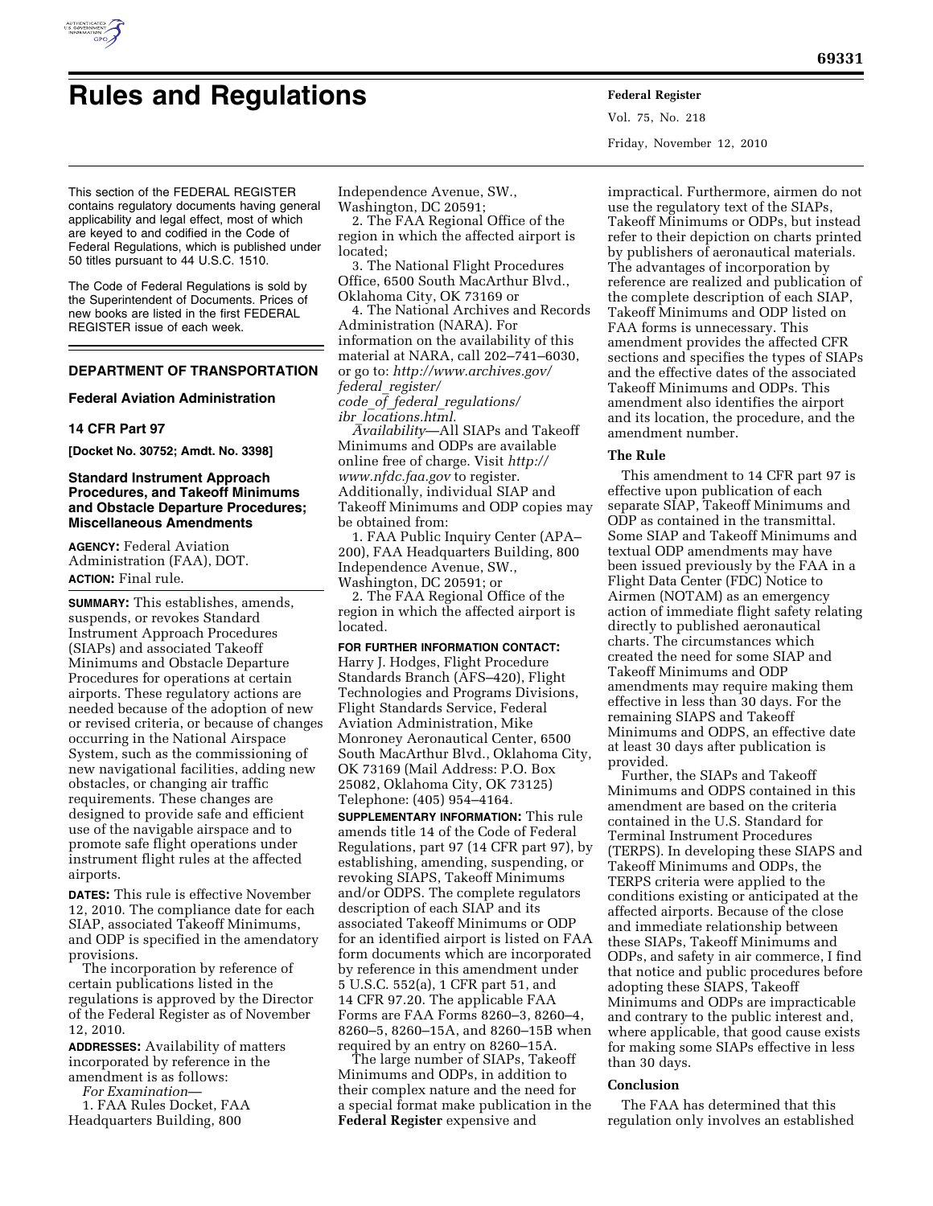# Rules and Regulations

This section of the FEDERAL REGISTER contains regulatory documents having general applicability and legal effect, most of which are keyed to and codified in the Code of Federal Regulations, which is published under 50 titles pursuant to 44 U.S.C. 1510.

The Code of Federal Regulations is sold by the Superintendent of Documents. Prices of new books are listed in the first FEDERAL REGISTER issue of each week.

## DEPARTMENT OF TRANSPORTATION

### Federal Aviation Administration

### 14 CFR Part 97

**[Docket No. 30752; Amdt. No. 3398]**

### Standard Instrument Approach Procedures, and Takeoff Minimums and Obstacle Departure Procedures; Miscellaneous Amendments

**AGENCY:** Federal Aviation Administration (FAA), DOT.

**ACTION:** Final rule.

**SUMMARY:** This establishes, amends, suspends, or revokes Standard Instrument Approach Procedures (SIAPs) and associated Takeoff Minimums and Obstacle Departure Procedures for operations at certain airports. These regulatory actions are needed because of the adoption of new or revised criteria, or because of changes occurring in the National Airspace System, such as the commissioning of new navigational facilities, adding new obstacles, or changing air traffic requirements. These changes are designed to provide safe and efficient use of the navigable airspace and to promote safe flight operations under instrument flight rules at the affected airports.

**DATES:** This rule is effective November 12, 2010. The compliance date for each SIAP, associated Takeoff Minimums, and ODP is specified in the amendatory provisions.

The incorporation by reference of certain publications listed in the regulations is approved by the Director of the Federal Register as of November 12, 2010.

**ADDRESSES:** Availability of matters incorporated by reference in the amendment is as follows:

*For Examination—*

1. FAA Rules Docket, FAA Headquarters Building, 800 Independence Avenue, SW., Washington, DC 20591;

2. The FAA Regional Office of the region in which the affected airport is located;

3. The National Flight Procedures Office, 6500 South MacArthur Blvd., Oklahoma City, OK 73169 or

4. The National Archives and Records Administration (NARA). For information on the availability of this material at NARA, call 202–741–6030, or go to: *http://www.archives.gov/federal_register/code_of_federal_regulations/ibr_locations.html*.

*Availability*—All SIAPs and Takeoff Minimums and ODPs are available online free of charge. Visit *http://www.nfdc.faa.gov* to register. Additionally, individual SIAP and Takeoff Minimums and ODP copies may be obtained from:

1. FAA Public Inquiry Center (APA–200), FAA Headquarters Building, 800 Independence Avenue, SW., Washington, DC 20591; or

2. The FAA Regional Office of the region in which the affected airport is located.

**FOR FURTHER INFORMATION CONTACT:** Harry J. Hodges, Flight Procedure Standards Branch (AFS–420), Flight Technologies and Programs Divisions, Flight Standards Service, Federal Aviation Administration, Mike Monroney Aeronautical Center, 6500 South MacArthur Blvd., Oklahoma City, OK 73169 (Mail Address: P.O. Box 25082, Oklahoma City, OK 73125) Telephone: (405) 954–4164.

**SUPPLEMENTARY INFORMATION:** This rule amends title 14 of the Code of Federal Regulations, part 97 (14 CFR part 97), by establishing, amending, suspending, or revoking SIAPS, Takeoff Minimums and/or ODPS. The complete regulators description of each SIAP and its associated Takeoff Minimums or ODP for an identified airport is listed on FAA form documents which are incorporated by reference in this amendment under 5 U.S.C. 552(a), 1 CFR part 51, and 14 CFR 97.20. The applicable FAA Forms are FAA Forms 8260–3, 8260–4, 8260–5, 8260–15A, and 8260–15B when required by an entry on 8260–15A.

The large number of SIAPs, Takeoff Minimums and ODPs, in addition to their complex nature and the need for a special format make publication in the **Federal Register** expensive and impractical. Furthermore, airmen do not use the regulatory text of the SIAPs, Takeoff Minimums or ODPs, but instead refer to their depiction on charts printed by publishers of aeronautical materials. The advantages of incorporation by reference are realized and publication of the complete description of each SIAP, Takeoff Minimums and ODP listed on FAA forms is unnecessary. This amendment provides the affected CFR sections and specifies the types of SIAPs and the effective dates of the associated Takeoff Minimums and ODPs. This amendment also identifies the airport and its location, the procedure, and the amendment number.

#### The Rule

This amendment to 14 CFR part 97 is effective upon publication of each separate SIAP, Takeoff Minimums and ODP as contained in the transmittal. Some SIAP and Takeoff Minimums and textual ODP amendments may have been issued previously by the FAA in a Flight Data Center (FDC) Notice to Airmen (NOTAM) as an emergency action of immediate flight safety relating directly to published aeronautical charts. The circumstances which created the need for some SIAP and Takeoff Minimums and ODP amendments may require making them effective in less than 30 days. For the remaining SIAPS and Takeoff Minimums and ODPS, an effective date at least 30 days after publication is provided.

Further, the SIAPs and Takeoff Minimums and ODPS contained in this amendment are based on the criteria contained in the U.S. Standard for Terminal Instrument Procedures (TERPS). In developing these SIAPS and Takeoff Minimums and ODPs, the TERPS criteria were applied to the conditions existing or anticipated at the affected airports. Because of the close and immediate relationship between these SIAPs, Takeoff Minimums and ODPs, and safety in air commerce, I find that notice and public procedures before adopting these SIAPS, Takeoff Minimums and ODPs are impracticable and contrary to the public interest and, where applicable, that good cause exists for making some SIAPs effective in less than 30 days.

#### Conclusion

The FAA has determined that this regulation only involves an established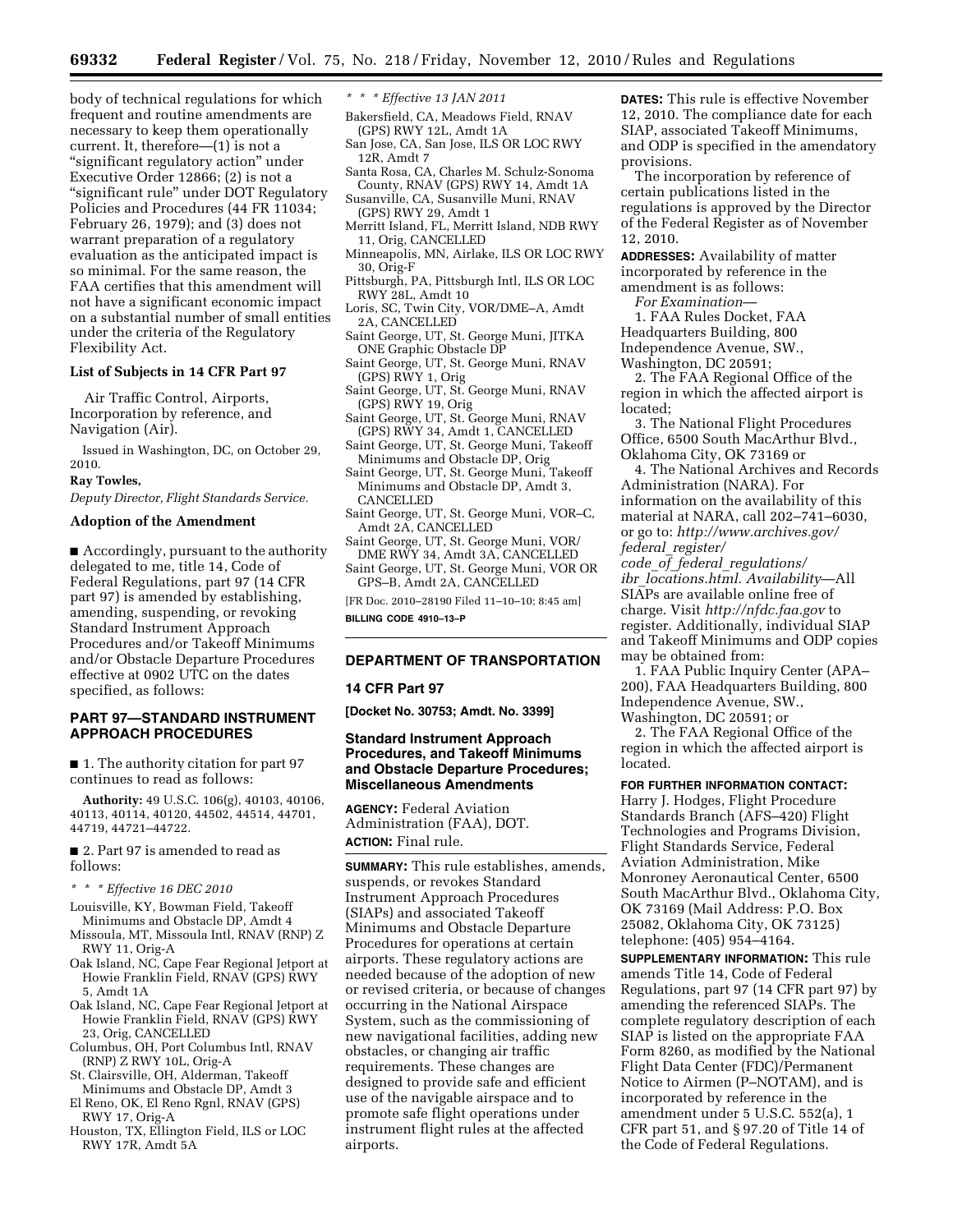body of technical regulations for which frequent and routine amendments are necessary to keep them operationally current. It, therefore—(1) is not a "significant regulatory action" under Executive Order 12866; (2) is not a "significant rule" under DOT Regulatory Policies and Procedures (44 FR 11034; February 26, 1979); and (3) does not warrant preparation of a regulatory evaluation as the anticipated impact is so minimal. For the same reason, the FAA certifies that this amendment will not have a significant economic impact on a substantial number of small entities under the criteria of the Regulatory Flexibility Act.

### List of Subjects in 14 CFR Part 97

Air Traffic Control, Airports, Incorporation by reference, and Navigation (Air).

Issued in Washington, DC, on October 29, 2010.

**Ray Towles,**

*Deputy Director, Flight Standards Service.*

### Adoption of the Amendment

■ Accordingly, pursuant to the authority delegated to me, title 14, Code of Federal Regulations, part 97 (14 CFR part 97) is amended by establishing, amending, suspending, or revoking Standard Instrument Approach Procedures and/or Takeoff Minimums and/or Obstacle Departure Procedures effective at 0902 UTC on the dates specified, as follows:

## PART 97—STANDARD INSTRUMENT APPROACH PROCEDURES

■ 1. The authority citation for part 97 continues to read as follows:

**Authority:** 49 U.S.C. 106(g), 40103, 40106, 40113, 40114, 40120, 44502, 44514, 44701, 44719, 44721–44722.

■ 2. Part 97 is amended to read as follows:

*\* \* \* Effective 16 DEC 2010*

Louisville, KY, Bowman Field, Takeoff Minimums and Obstacle DP, Amdt 4
Missoula, MT, Missoula Intl, RNAV (RNP) Z RWY 11, Orig-A
Oak Island, NC, Cape Fear Regional Jetport at Howie Franklin Field, RNAV (GPS) RWY 5, Amdt 1A
Oak Island, NC, Cape Fear Regional Jetport at Howie Franklin Field, RNAV (GPS) RWY 23, Orig, CANCELLED
Columbus, OH, Port Columbus Intl, RNAV (RNP) Z RWY 10L, Orig-A
St. Clairsville, OH, Alderman, Takeoff Minimums and Obstacle DP, Amdt 3
El Reno, OK, El Reno Rgnl, RNAV (GPS) RWY 17, Orig-A
Houston, TX, Ellington Field, ILS or LOC RWY 17R, Amdt 5A

*\* \* \* Effective 13 JAN 2011*

Bakersfield, CA, Meadows Field, RNAV (GPS) RWY 12L, Amdt 1A
San Jose, CA, San Jose, ILS OR LOC RWY 12R, Amdt 7
Santa Rosa, CA, Charles M. Schulz-Sonoma County, RNAV (GPS) RWY 14, Amdt 1A
Susanville, CA, Susanville Muni, RNAV (GPS) RWY 29, Amdt 1
Merritt Island, FL, Merritt Island, NDB RWY 11, Orig, CANCELLED
Minneapolis, MN, Airlake, ILS OR LOC RWY 30, Orig-F
Pittsburgh, PA, Pittsburgh Intl, ILS OR LOC RWY 28L, Amdt 10
Loris, SC, Twin City, VOR/DME–A, Amdt 2A, CANCELLED
Saint George, UT, St. George Muni, JITKA ONE Graphic Obstacle DP
Saint George, UT, St. George Muni, RNAV (GPS) RWY 1, Orig
Saint George, UT, St. George Muni, RNAV (GPS) RWY 19, Orig
Saint George, UT, St. George Muni, RNAV (GPS) RWY 34, Amdt 1, CANCELLED
Saint George, UT, St. George Muni, Takeoff Minimums and Obstacle DP, Orig
Saint George, UT, St. George Muni, Takeoff Minimums and Obstacle DP, Amdt 3, CANCELLED
Saint George, UT, St. George Muni, VOR–C, Amdt 2A, CANCELLED
Saint George, UT, St. George Muni, VOR/DME RWY 34, Amdt 3A, CANCELLED
Saint George, UT, St. George Muni, VOR OR GPS–B, Amdt 2A, CANCELLED

[FR Doc. 2010–28190 Filed 11–10–10; 8:45 am]

**BILLING CODE 4910–13–P**

---

## DEPARTMENT OF TRANSPORTATION

### 14 CFR Part 97

**[Docket No. 30753; Amdt. No. 3399]**

### Standard Instrument Approach Procedures, and Takeoff Minimums and Obstacle Departure Procedures; Miscellaneous Amendments

**AGENCY:** Federal Aviation Administration (FAA), DOT.

**ACTION:** Final rule.

**SUMMARY:** This rule establishes, amends, suspends, or revokes Standard Instrument Approach Procedures (SIAPs) and associated Takeoff Minimums and Obstacle Departure Procedures for operations at certain airports. These regulatory actions are needed because of the adoption of new or revised criteria, or because of changes occurring in the National Airspace System, such as the commissioning of new navigational facilities, adding new obstacles, or changing air traffic requirements. These changes are designed to provide safe and efficient use of the navigable airspace and to promote safe flight operations under instrument flight rules at the affected airports.

**DATES:** This rule is effective November 12, 2010. The compliance date for each SIAP, associated Takeoff Minimums, and ODP is specified in the amendatory provisions.

The incorporation by reference of certain publications listed in the regulations is approved by the Director of the Federal Register as of November 12, 2010.

**ADDRESSES:** Availability of matter incorporated by reference in the amendment is as follows:

*For Examination*—

1. FAA Rules Docket, FAA Headquarters Building, 800 Independence Avenue, SW., Washington, DC 20591;

2. The FAA Regional Office of the region in which the affected airport is located;

3. The National Flight Procedures Office, 6500 South MacArthur Blvd., Oklahoma City, OK 73169 or

4. The National Archives and Records Administration (NARA). For information on the availability of this material at NARA, call 202–741–6030, or go to: *http://www.archives.gov/federal_register/code_of_federal_regulations/ibr_locations.html. Availability*—All SIAPs are available online free of charge. Visit *http://nfdc.faa.gov* to register. Additionally, individual SIAP and Takeoff Minimums and ODP copies may be obtained from:

1. FAA Public Inquiry Center (APA–200), FAA Headquarters Building, 800 Independence Avenue, SW., Washington, DC 20591; or

2. The FAA Regional Office of the region in which the affected airport is located.

**FOR FURTHER INFORMATION CONTACT:** Harry J. Hodges, Flight Procedure Standards Branch (AFS–420) Flight Technologies and Programs Division, Flight Standards Service, Federal Aviation Administration, Mike Monroney Aeronautical Center, 6500 South MacArthur Blvd., Oklahoma City, OK 73169 (Mail Address: P.O. Box 25082, Oklahoma City, OK 73125) telephone: (405) 954–4164.

**SUPPLEMENTARY INFORMATION:** This rule amends Title 14, Code of Federal Regulations, part 97 (14 CFR part 97) by amending the referenced SIAPs. The complete regulatory description of each SIAP is listed on the appropriate FAA Form 8260, as modified by the National Flight Data Center (FDC)/Permanent Notice to Airmen (P–NOTAM), and is incorporated by reference in the amendment under 5 U.S.C. 552(a), 1 CFR part 51, and § 97.20 of Title 14 of the Code of Federal Regulations.